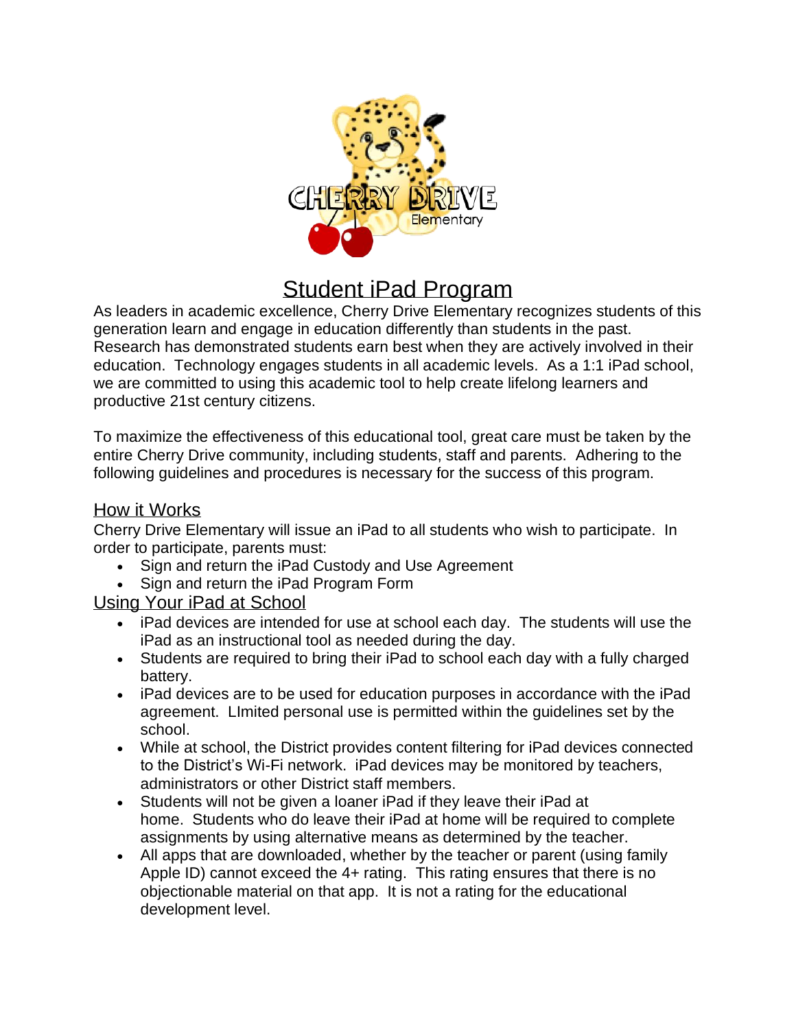# Student iPad Program

As leaders in academic excellence, Cherry Drive Elementary recognizes students of this generation learn and engage in education differently than students in the past. Research has demonstrated students earn best when they are actively involved in their education. Technology engages students in all academic levels. As a 1:1 iPad school, we are committed to using this academic tool to help create lifelong learners and productive 21st century citizens.

To maximize the effectiveness of this educational tool, great care must be taken by the entire Cherry Drive community, including students, staff and parents. Adhering to the following guidelines and procedures is necessary for the success of this program.

## How it Works

Cherry Drive Elementary will issue an iPad to all students who wish to participate. In order to participate, parents must:

- Sign and return the iPad Custody and Use Agreement
- Sign and return the iPad Program Form

## Using Your iPad at School

- iPad devices are intended for use at school each day. The students will use the iPad as an instructional tool as needed during the day.
- Students are required to bring their iPad to school each day with a fully charged battery.
- iPad devices are to be used for education purposes in accordance with the iPad agreement. LImited personal use is permitted within the guidelines set by the school.
- While at school, the District provides content filtering for iPad devices connected to the District's Wi-Fi network. iPad devices may be monitored by teachers, administrators or other District staff members.
- Students will not be given a loaner iPad if they leave their iPad at home. Students who do leave their iPad at home will be required to complete assignments by using alternative means as determined by the teacher.
- All apps that are downloaded, whether by the teacher or parent (using family Apple ID) cannot exceed the 4+ rating. This rating ensures that there is no objectionable material on that app. It is not a rating for the educational development level.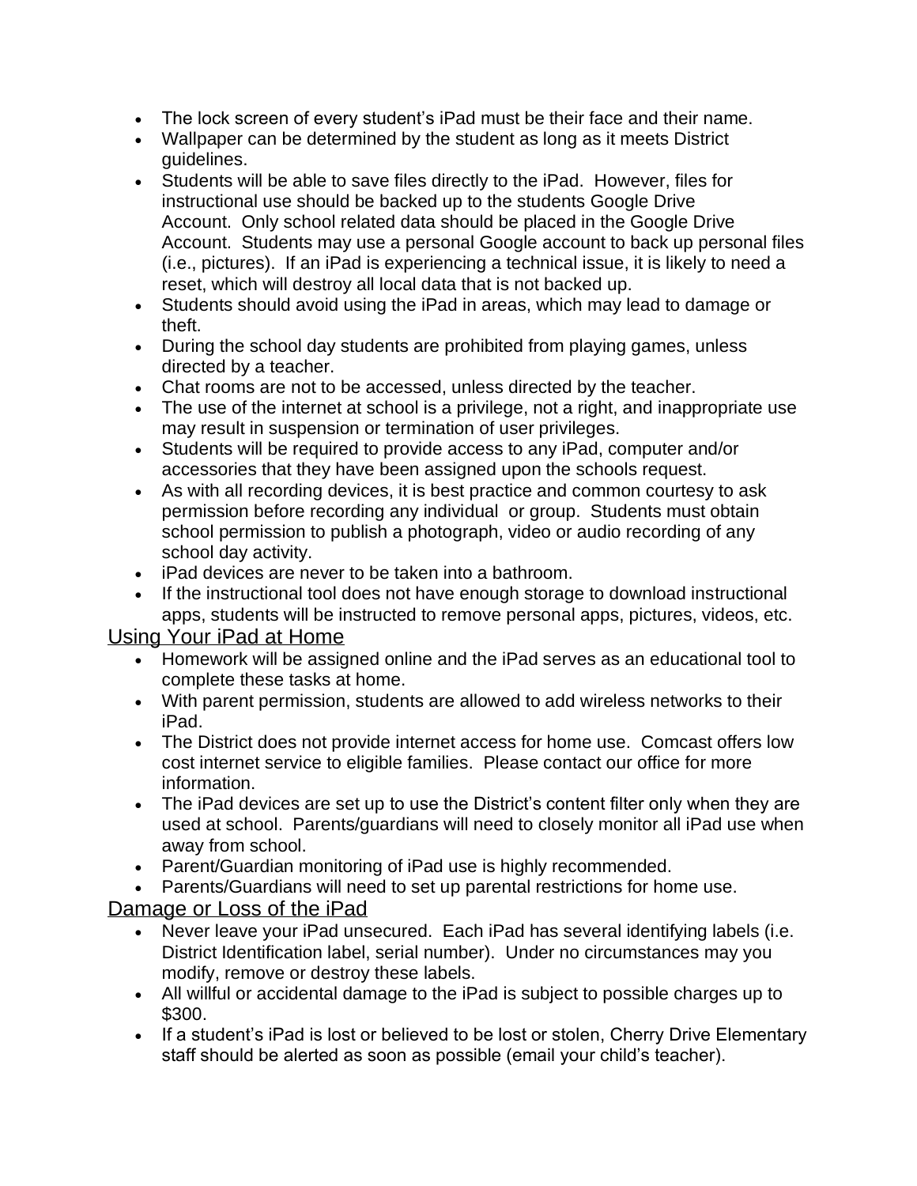- The lock screen of every student's iPad must be their face and their name.
- Wallpaper can be determined by the student as long as it meets District guidelines.
- Students will be able to save files directly to the iPad. However, files for instructional use should be backed up to the students Google Drive Account. Only school related data should be placed in the Google Drive Account. Students may use a personal Google account to back up personal files (i.e., pictures). If an iPad is experiencing a technical issue, it is likely to need a reset, which will destroy all local data that is not backed up.
- Students should avoid using the iPad in areas, which may lead to damage or theft.
- During the school day students are prohibited from playing games, unless directed by a teacher.
- Chat rooms are not to be accessed, unless directed by the teacher.
- The use of the internet at school is a privilege, not a right, and inappropriate use may result in suspension or termination of user privileges.
- Students will be required to provide access to any iPad, computer and/or accessories that they have been assigned upon the schools request.
- As with all recording devices, it is best practice and common courtesy to ask permission before recording any individual or group. Students must obtain school permission to publish a photograph, video or audio recording of any school day activity.
- iPad devices are never to be taken into a bathroom.
- If the instructional tool does not have enough storage to download instructional apps, students will be instructed to remove personal apps, pictures, videos, etc.

## Using Your iPad at Home

- Homework will be assigned online and the iPad serves as an educational tool to complete these tasks at home.
- With parent permission, students are allowed to add wireless networks to their iPad.
- The District does not provide internet access for home use. Comcast offers low cost internet service to eligible families. Please contact our office for more information.
- The iPad devices are set up to use the District's content filter only when they are used at school. Parents/guardians will need to closely monitor all iPad use when away from school.
- Parent/Guardian monitoring of iPad use is highly recommended.
- Parents/Guardians will need to set up parental restrictions for home use.

## Damage or Loss of the iPad

- Never leave your iPad unsecured. Each iPad has several identifying labels (i.e. District Identification label, serial number). Under no circumstances may you modify, remove or destroy these labels.
- All willful or accidental damage to the iPad is subject to possible charges up to $300.
- If a student's iPad is lost or believed to be lost or stolen, Cherry Drive Elementary staff should be alerted as soon as possible (email your child's teacher).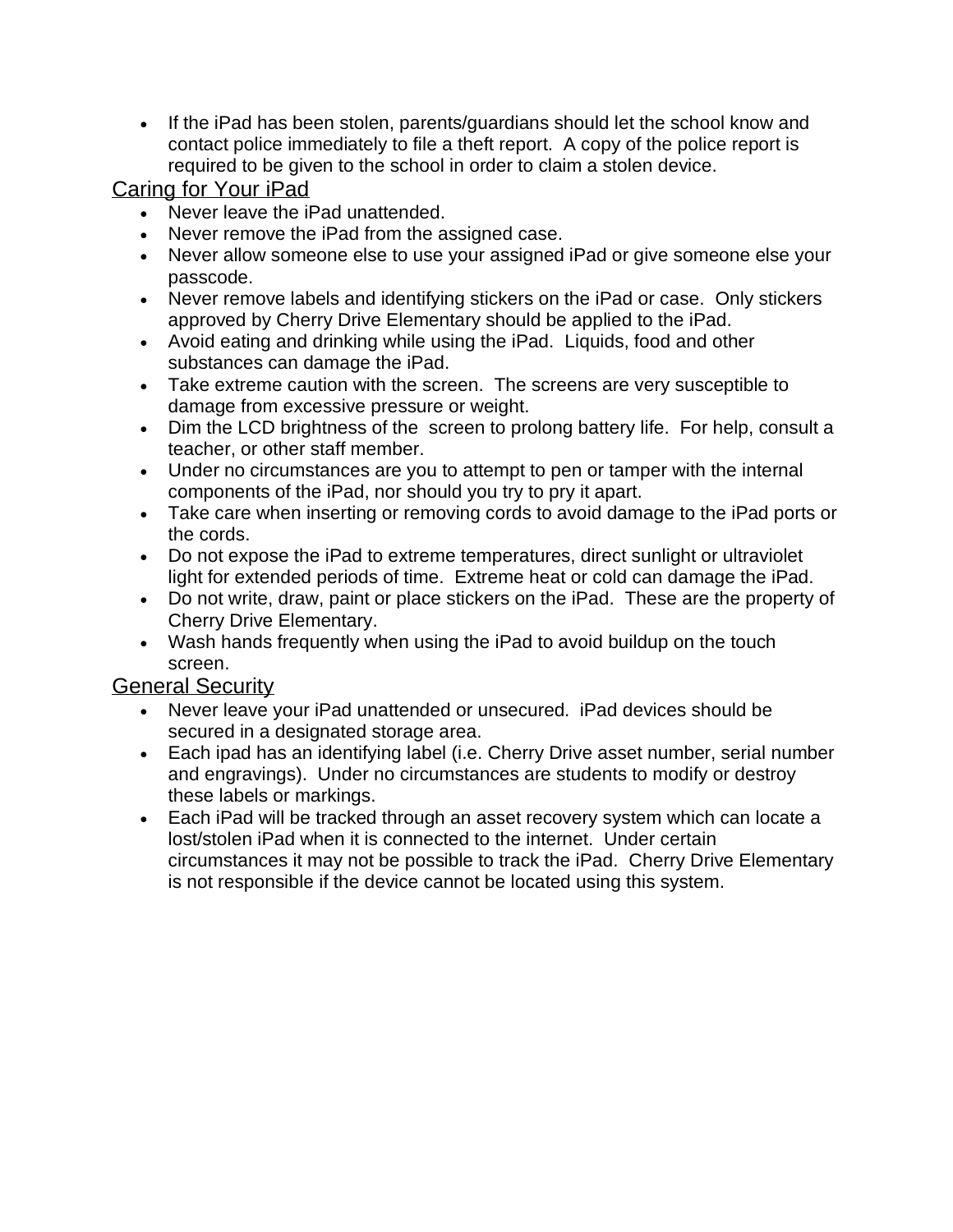- If the iPad has been stolen, parents/guardians should let the school know and contact police immediately to file a theft report.  A copy of the police report is required to be given to the school in order to claim a stolen device.

## Caring for Your iPad

- Never leave the iPad unattended.
- Never remove the iPad from the assigned case.
- Never allow someone else to use your assigned iPad or give someone else your passcode.
- Never remove labels and identifying stickers on the iPad or case.  Only stickers approved by Cherry Drive Elementary should be applied to the iPad.
- Avoid eating and drinking while using the iPad.  Liquids, food and other substances can damage the iPad.
- Take extreme caution with the screen.  The screens are very susceptible to damage from excessive pressure or weight.
- Dim the LCD brightness of the  screen to prolong battery life.  For help, consult a teacher, or other staff member.
- Under no circumstances are you to attempt to pen or tamper with the internal components of the iPad, nor should you try to pry it apart.
- Take care when inserting or removing cords to avoid damage to the iPad ports or the cords.
- Do not expose the iPad to extreme temperatures, direct sunlight or ultraviolet light for extended periods of time.  Extreme heat or cold can damage the iPad.
- Do not write, draw, paint or place stickers on the iPad.  These are the property of Cherry Drive Elementary.
- Wash hands frequently when using the iPad to avoid buildup on the touch screen.

## General Security

- Never leave your iPad unattended or unsecured.  iPad devices should be secured in a designated storage area.
- Each ipad has an identifying label (i.e. Cherry Drive asset number, serial number and engravings).  Under no circumstances are students to modify or destroy these labels or markings.
- Each iPad will be tracked through an asset recovery system which can locate a lost/stolen iPad when it is connected to the internet.  Under certain circumstances it may not be possible to track the iPad.  Cherry Drive Elementary is not responsible if the device cannot be located using this system.